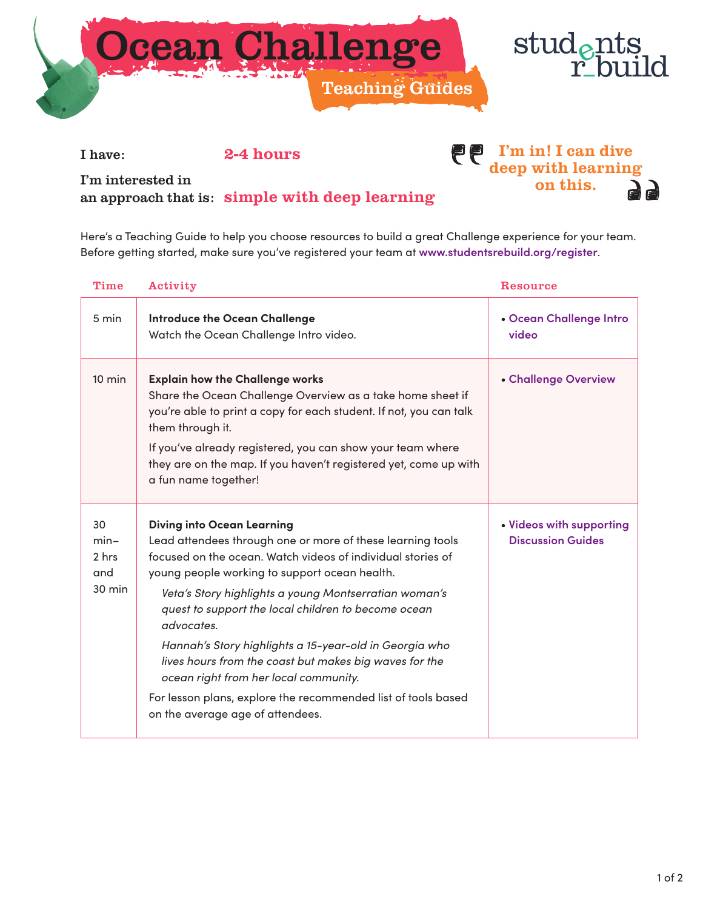# Ocean Challenge

## Teaching Guides

students rebuild

**I have:** 2-4 hours

**I'm interested in an approach that is:** simple with deep learning

"I'm in! I can dive deep with learning on this."

Here's a Teaching Guide to help you choose resources to build a great Challenge experience for your team. Before getting started, make sure you've registered your team at www.studentsrebuild.org/register.

| Time | Activity | Resource |
|---|---|---|
| 5 min | **Introduce the Ocean Challenge**<br>Watch the Ocean Challenge Intro video. | • Ocean Challenge Intro video |
| 10 min | **Explain how the Challenge works**<br>Share the Ocean Challenge Overview as a take home sheet if you're able to print a copy for each student. If not, you can talk them through it.<br>If you've already registered, you can show your team where they are on the map. If you haven't registered yet, come up with a fun name together! | • Challenge Overview |
| 30 min–2 hrs and 30 min | **Diving into Ocean Learning**<br>Lead attendees through one or more of these learning tools focused on the ocean. Watch videos of individual stories of young people working to support ocean health.<br>*Veta's Story highlights a young Montserratian woman's quest to support the local children to become ocean advocates.*<br>*Hannah's Story highlights a 15-year-old in Georgia who lives hours from the coast but makes big waves for the ocean right from her local community.*<br>For lesson plans, explore the recommended list of tools based on the average age of attendees. | • Videos with supporting Discussion Guides |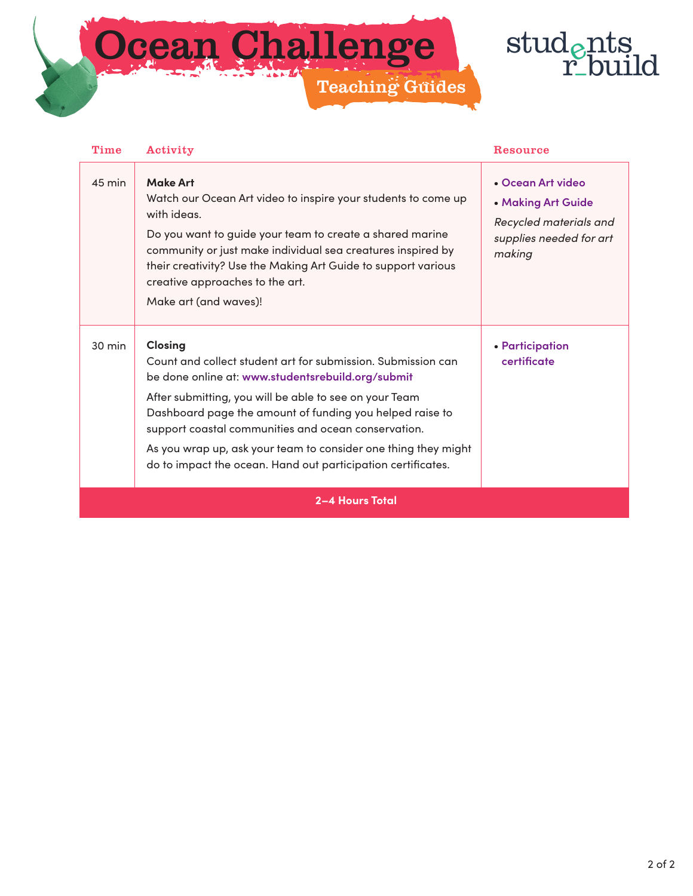# Ocean Challenge

## Teaching Guides

students rebuild

| Time | Activity | Resource |
|---|---|---|
| 45 min | **Make Art**<br>Watch our Ocean Art video to inspire your students to come up with ideas.<br>Do you want to guide your team to create a shared marine community or just make individual sea creatures inspired by their creativity? Use the Making Art Guide to support various creative approaches to the art.<br>Make art (and waves)! | • **Ocean Art video**<br>• **Making Art Guide**<br>*Recycled materials and supplies needed for art making* |
| 30 min | **Closing**<br>Count and collect student art for submission. Submission can be done online at: **www.studentsrebuild.org/submit**<br>After submitting, you will be able to see on your Team Dashboard page the amount of funding you helped raise to support coastal communities and ocean conservation.<br>As you wrap up, ask your team to consider one thing they might do to impact the ocean. Hand out participation certificates. | • **Participation certificate** |
| | **2–4 Hours Total** | |